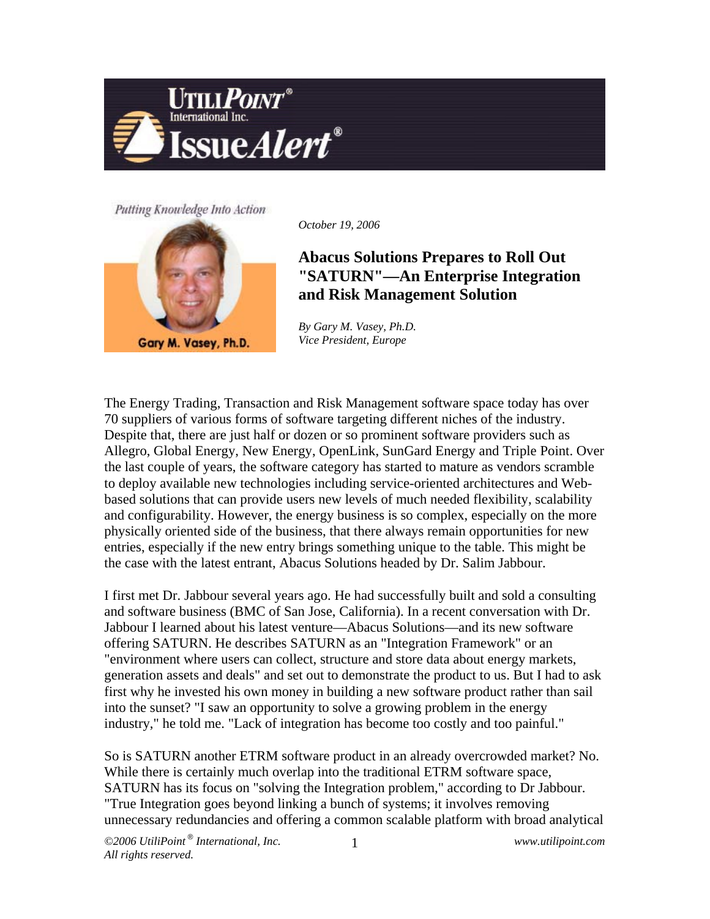Putting Knowledge Into Action

Gary M. Vasey, Ph.D.

*October 19, 2006*

# Abacus Solutions Prepares to Roll Out "SATURN"—An Enterprise Integration and Risk Management Solution

*By Gary M. Vasey, Ph.D.*
*Vice President, Europe*

The Energy Trading, Transaction and Risk Management software space today has over 70 suppliers of various forms of software targeting different niches of the industry. Despite that, there are just half or dozen or so prominent software providers such as Allegro, Global Energy, New Energy, OpenLink, SunGard Energy and Triple Point. Over the last couple of years, the software category has started to mature as vendors scramble to deploy available new technologies including service-oriented architectures and Web-based solutions that can provide users new levels of much needed flexibility, scalability and configurability. However, the energy business is so complex, especially on the more physically oriented side of the business, that there always remain opportunities for new entries, especially if the new entry brings something unique to the table. This might be the case with the latest entrant, Abacus Solutions headed by Dr. Salim Jabbour.

I first met Dr. Jabbour several years ago. He had successfully built and sold a consulting and software business (BMC of San Jose, California). In a recent conversation with Dr. Jabbour I learned about his latest venture—Abacus Solutions—and its new software offering SATURN. He describes SATURN as an "Integration Framework" or an "environment where users can collect, structure and store data about energy markets, generation assets and deals" and set out to demonstrate the product to us. But I had to ask first why he invested his own money in building a new software product rather than sail into the sunset? "I saw an opportunity to solve a growing problem in the energy industry," he told me. "Lack of integration has become too costly and too painful."

So is SATURN another ETRM software product in an already overcrowded market? No. While there is certainly much overlap into the traditional ETRM software space, SATURN has its focus on "solving the Integration problem," according to Dr Jabbour. "True Integration goes beyond linking a bunch of systems; it involves removing unnecessary redundancies and offering a common scalable platform with broad analytical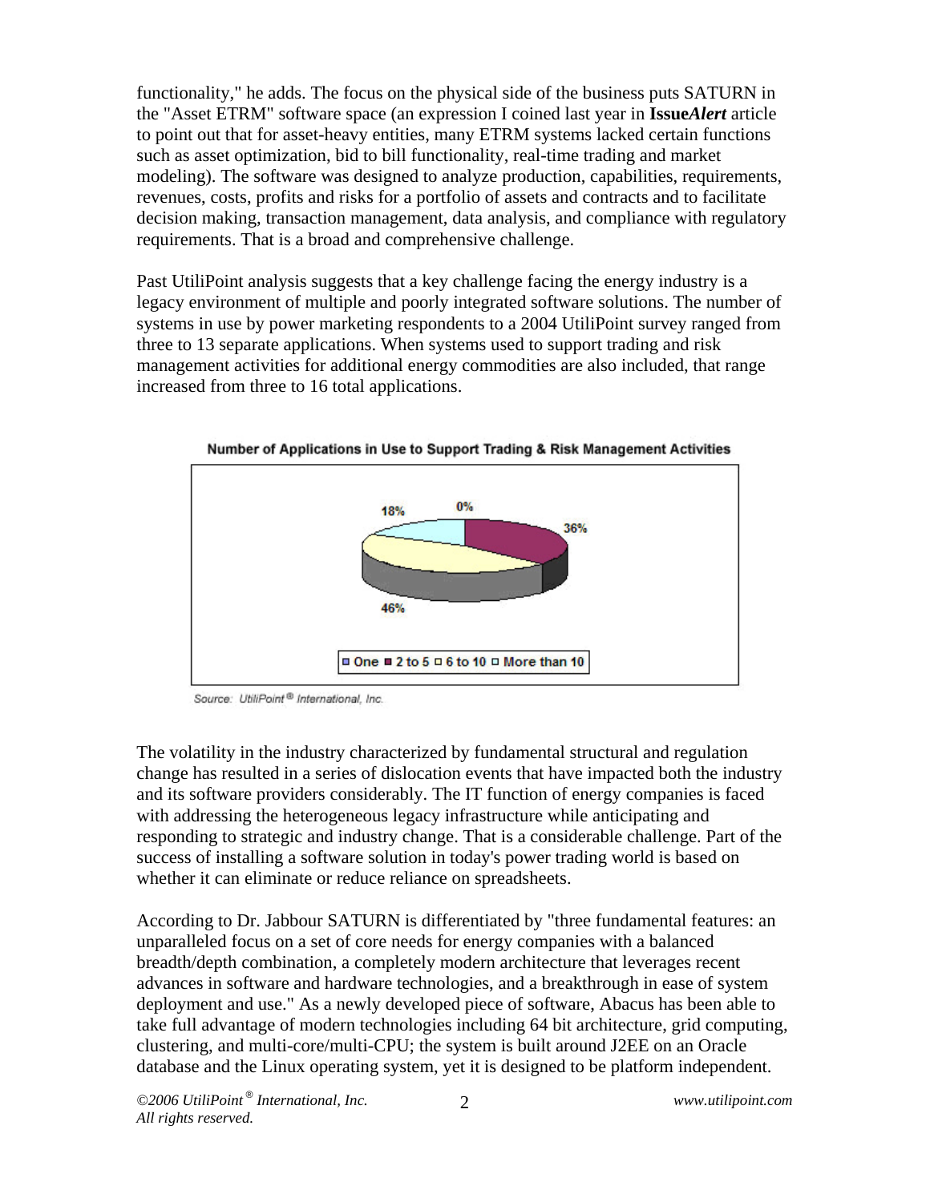functionality," he adds. The focus on the physical side of the business puts SATURN in the "Asset ETRM" software space (an expression I coined last year in **Issue*Alert*** article to point out that for asset-heavy entities, many ETRM systems lacked certain functions such as asset optimization, bid to bill functionality, real-time trading and market modeling). The software was designed to analyze production, capabilities, requirements, revenues, costs, profits and risks for a portfolio of assets and contracts and to facilitate decision making, transaction management, data analysis, and compliance with regulatory requirements. That is a broad and comprehensive challenge.

Past UtiliPoint analysis suggests that a key challenge facing the energy industry is a legacy environment of multiple and poorly integrated software solutions. The number of systems in use by power marketing respondents to a 2004 UtiliPoint survey ranged from three to 13 separate applications. When systems used to support trading and risk management activities for additional energy commodities are also included, that range increased from three to 16 total applications.

**Number of Applications in Use to Support Trading & Risk Management Activities**

| Number of applications | Share |
|---|---|
| One | 0% |
| 2 to 5 | 36% |
| 6 to 10 | 46% |
| More than 10 | 18% |

*Source: UtiliPoint® International, Inc.*

The volatility in the industry characterized by fundamental structural and regulation change has resulted in a series of dislocation events that have impacted both the industry and its software providers considerably. The IT function of energy companies is faced with addressing the heterogeneous legacy infrastructure while anticipating and responding to strategic and industry change. That is a considerable challenge. Part of the success of installing a software solution in today's power trading world is based on whether it can eliminate or reduce reliance on spreadsheets.

According to Dr. Jabbour SATURN is differentiated by "three fundamental features: an unparalleled focus on a set of core needs for energy companies with a balanced breadth/depth combination, a completely modern architecture that leverages recent advances in software and hardware technologies, and a breakthrough in ease of system deployment and use." As a newly developed piece of software, Abacus has been able to take full advantage of modern technologies including 64 bit architecture, grid computing, clustering, and multi-core/multi-CPU; the system is built around J2EE on an Oracle database and the Linux operating system, yet it is designed to be platform independent.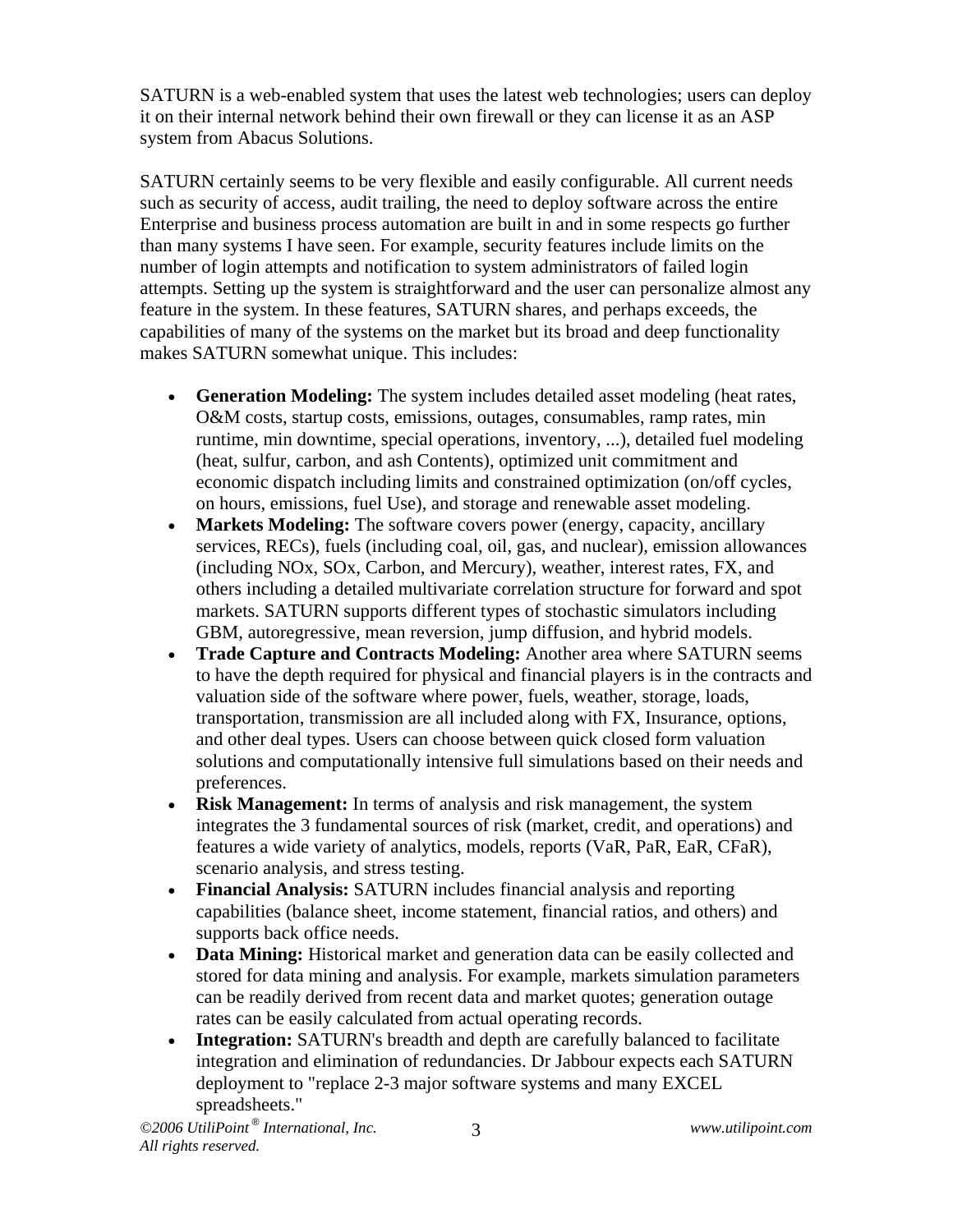SATURN is a web-enabled system that uses the latest web technologies; users can deploy it on their internal network behind their own firewall or they can license it as an ASP system from Abacus Solutions.

SATURN certainly seems to be very flexible and easily configurable. All current needs such as security of access, audit trailing, the need to deploy software across the entire Enterprise and business process automation are built in and in some respects go further than many systems I have seen. For example, security features include limits on the number of login attempts and notification to system administrators of failed login attempts. Setting up the system is straightforward and the user can personalize almost any feature in the system. In these features, SATURN shares, and perhaps exceeds, the capabilities of many of the systems on the market but its broad and deep functionality makes SATURN somewhat unique. This includes:

- **Generation Modeling:** The system includes detailed asset modeling (heat rates, O&M costs, startup costs, emissions, outages, consumables, ramp rates, min runtime, min downtime, special operations, inventory, ...), detailed fuel modeling (heat, sulfur, carbon, and ash Contents), optimized unit commitment and economic dispatch including limits and constrained optimization (on/off cycles, on hours, emissions, fuel Use), and storage and renewable asset modeling.
- **Markets Modeling:** The software covers power (energy, capacity, ancillary services, RECs), fuels (including coal, oil, gas, and nuclear), emission allowances (including NOx, SOx, Carbon, and Mercury), weather, interest rates, FX, and others including a detailed multivariate correlation structure for forward and spot markets. SATURN supports different types of stochastic simulators including GBM, autoregressive, mean reversion, jump diffusion, and hybrid models.
- **Trade Capture and Contracts Modeling:** Another area where SATURN seems to have the depth required for physical and financial players is in the contracts and valuation side of the software where power, fuels, weather, storage, loads, transportation, transmission are all included along with FX, Insurance, options, and other deal types. Users can choose between quick closed form valuation solutions and computationally intensive full simulations based on their needs and preferences.
- **Risk Management:** In terms of analysis and risk management, the system integrates the 3 fundamental sources of risk (market, credit, and operations) and features a wide variety of analytics, models, reports (VaR, PaR, EaR, CFaR), scenario analysis, and stress testing.
- **Financial Analysis:** SATURN includes financial analysis and reporting capabilities (balance sheet, income statement, financial ratios, and others) and supports back office needs.
- **Data Mining:** Historical market and generation data can be easily collected and stored for data mining and analysis. For example, markets simulation parameters can be readily derived from recent data and market quotes; generation outage rates can be easily calculated from actual operating records.
- **Integration:** SATURN's breadth and depth are carefully balanced to facilitate integration and elimination of redundancies. Dr Jabbour expects each SATURN deployment to "replace 2-3 major software systems and many EXCEL spreadsheets."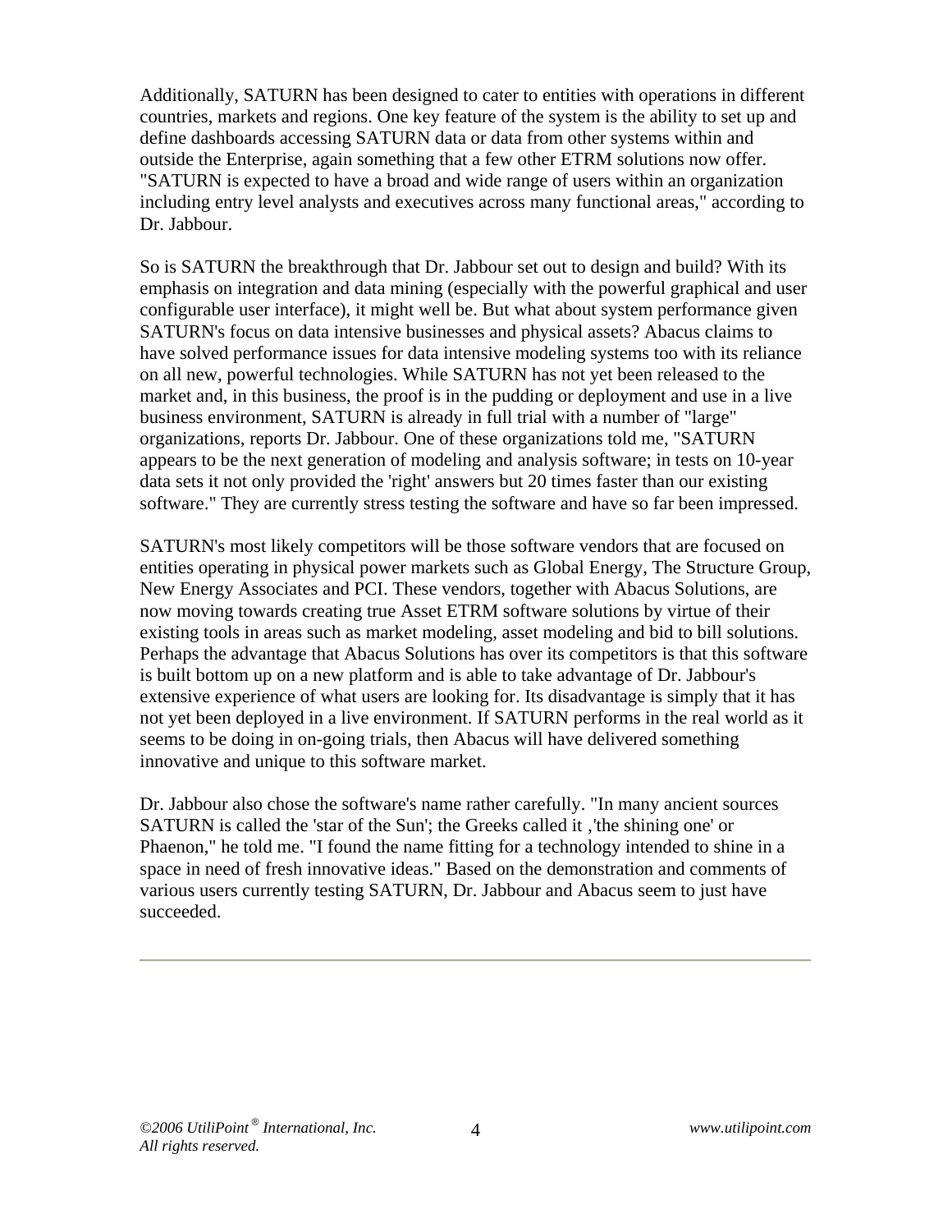Additionally, SATURN has been designed to cater to entities with operations in different countries, markets and regions. One key feature of the system is the ability to set up and define dashboards accessing SATURN data or data from other systems within and outside the Enterprise, again something that a few other ETRM solutions now offer. "SATURN is expected to have a broad and wide range of users within an organization including entry level analysts and executives across many functional areas," according to Dr. Jabbour.

So is SATURN the breakthrough that Dr. Jabbour set out to design and build? With its emphasis on integration and data mining (especially with the powerful graphical and user configurable user interface), it might well be. But what about system performance given SATURN's focus on data intensive businesses and physical assets? Abacus claims to have solved performance issues for data intensive modeling systems too with its reliance on all new, powerful technologies. While SATURN has not yet been released to the market and, in this business, the proof is in the pudding or deployment and use in a live business environment, SATURN is already in full trial with a number of "large" organizations, reports Dr. Jabbour. One of these organizations told me, "SATURN appears to be the next generation of modeling and analysis software; in tests on 10-year data sets it not only provided the 'right' answers but 20 times faster than our existing software." They are currently stress testing the software and have so far been impressed.

SATURN's most likely competitors will be those software vendors that are focused on entities operating in physical power markets such as Global Energy, The Structure Group, New Energy Associates and PCI. These vendors, together with Abacus Solutions, are now moving towards creating true Asset ETRM software solutions by virtue of their existing tools in areas such as market modeling, asset modeling and bid to bill solutions. Perhaps the advantage that Abacus Solutions has over its competitors is that this software is built bottom up on a new platform and is able to take advantage of Dr. Jabbour's extensive experience of what users are looking for. Its disadvantage is simply that it has not yet been deployed in a live environment. If SATURN performs in the real world as it seems to be doing in on-going trials, then Abacus will have delivered something innovative and unique to this software market.

Dr. Jabbour also chose the software's name rather carefully. "In many ancient sources SATURN is called the 'star of the Sun'; the Greeks called it ,'the shining one' or Phaenon," he told me. "I found the name fitting for a technology intended to shine in a space in need of fresh innovative ideas." Based on the demonstration and comments of various users currently testing SATURN, Dr. Jabbour and Abacus seem to just have succeeded.

---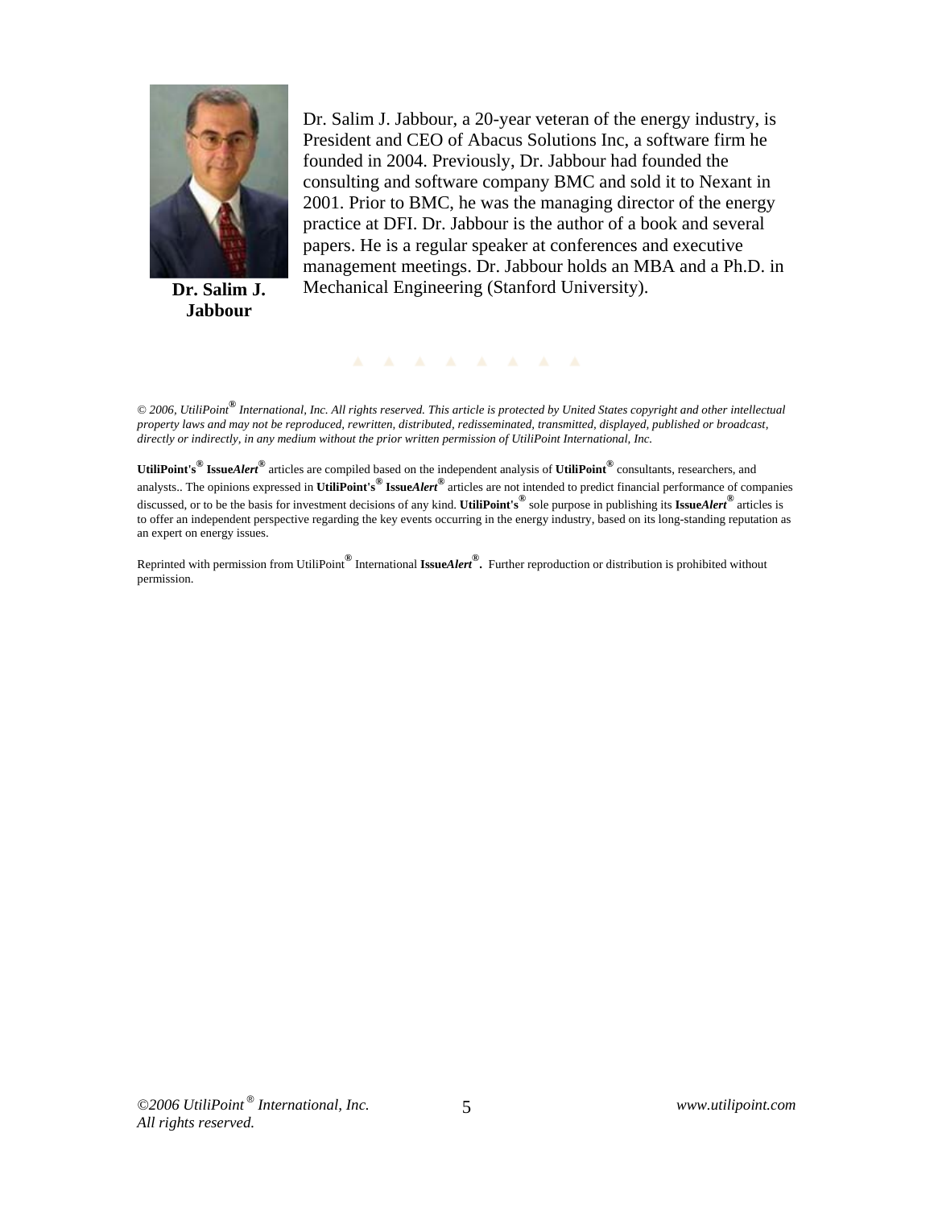**Dr. Salim J. Jabbour**

Dr. Salim J. Jabbour, a 20-year veteran of the energy industry, is President and CEO of Abacus Solutions Inc, a software firm he founded in 2004. Previously, Dr. Jabbour had founded the consulting and software company BMC and sold it to Nexant in 2001. Prior to BMC, he was the managing director of the energy practice at DFI. Dr. Jabbour is the author of a book and several papers. He is a regular speaker at conferences and executive management meetings. Dr. Jabbour holds an MBA and a Ph.D. in Mechanical Engineering (Stanford University).

*© 2006, UtiliPoint® International, Inc. All rights reserved. This article is protected by United States copyright and other intellectual property laws and may not be reproduced, rewritten, distributed, redisseminated, transmitted, displayed, published or broadcast, directly or indirectly, in any medium without the prior written permission of UtiliPoint International, Inc.*

**UtiliPoint's® Issue*Alert*®** articles are compiled based on the independent analysis of **UtiliPoint®** consultants, researchers, and analysts.. The opinions expressed in **UtiliPoint's® Issue*Alert*®** articles are not intended to predict financial performance of companies discussed, or to be the basis for investment decisions of any kind. **UtiliPoint's®** sole purpose in publishing its **Issue*Alert*®** articles is to offer an independent perspective regarding the key events occurring in the energy industry, based on its long-standing reputation as an expert on energy issues.

Reprinted with permission from UtiliPoint® International **Issue*Alert*®.** Further reproduction or distribution is prohibited without permission.